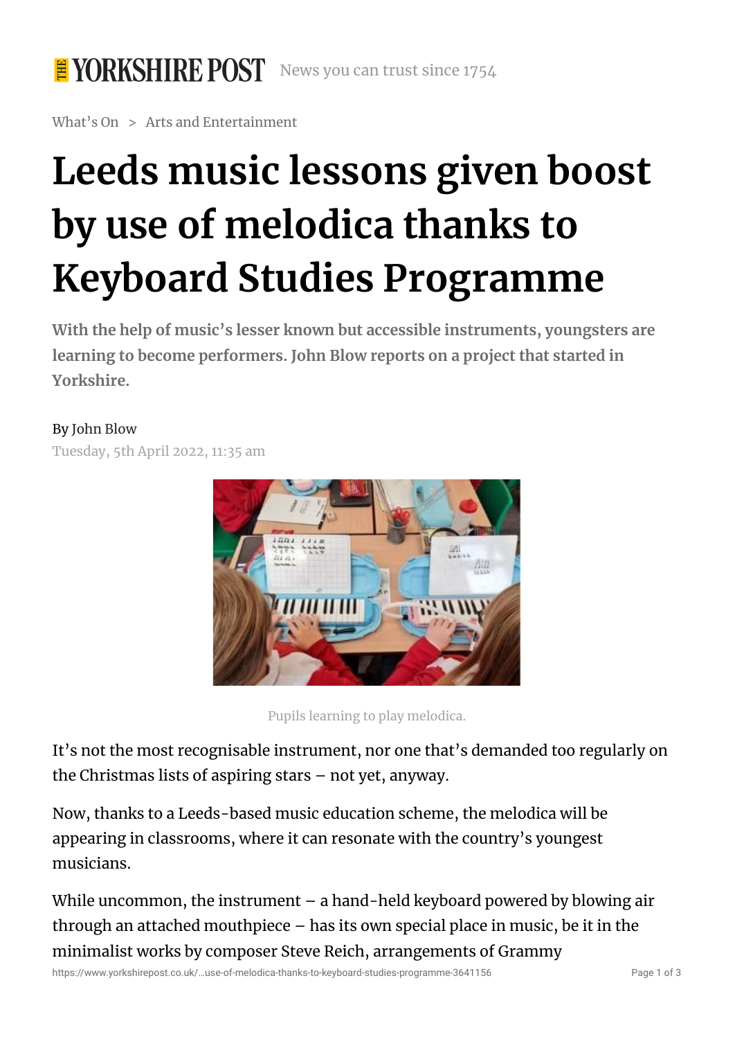What's On > Arts and Entertainment

# Leeds music lessons given boost by use of melodica thanks to Keyboard Studies Programme

**With the help of music's lesser known but accessible instruments, youngsters are learning to become performers. John Blow reports on a project that started in Yorkshire.**

By John Blow

Tuesday, 5th April 2022, 11:35 am

Pupils learning to play melodica.

It's not the most recognisable instrument, nor one that's demanded too regularly on the Christmas lists of aspiring stars – not yet, anyway.

Now, thanks to a Leeds-based music education scheme, the melodica will be appearing in classrooms, where it can resonate with the country's youngest musicians.

While uncommon, the instrument – a hand-held keyboard powered by blowing air through an attached mouthpiece – has its own special place in music, be it in the minimalist works by composer Steve Reich, arrangements of Grammy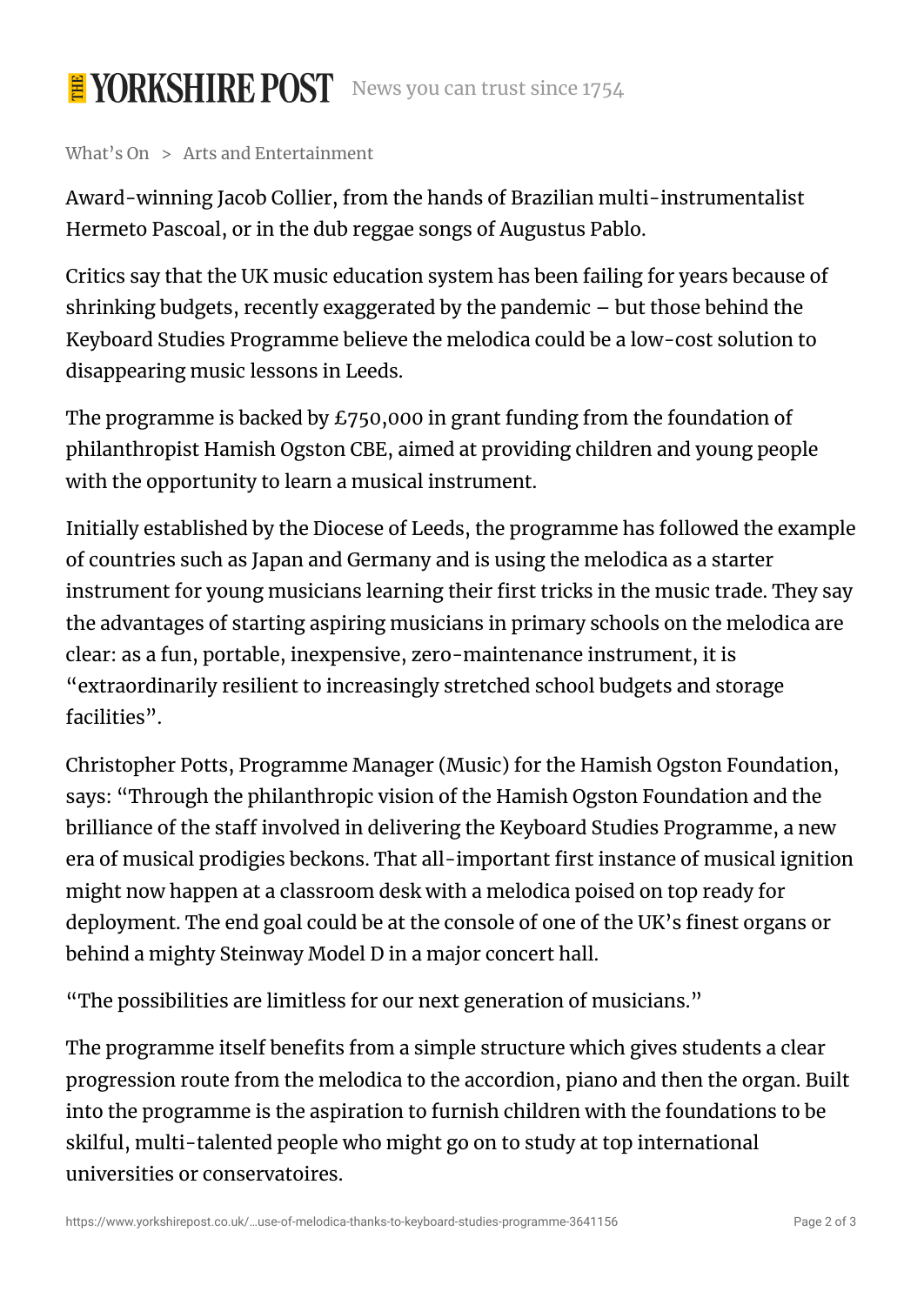Award-winning Jacob Collier, from the hands of Brazilian multi-instrumentalist Hermeto Pascoal, or in the dub reggae songs of Augustus Pablo.

Critics say that the UK music education system has been failing for years because of shrinking budgets, recently exaggerated by the pandemic – but those behind the Keyboard Studies Programme believe the melodica could be a low-cost solution to disappearing music lessons in Leeds.

The programme is backed by £750,000 in grant funding from the foundation of philanthropist Hamish Ogston CBE, aimed at providing children and young people with the opportunity to learn a musical instrument.

Initially established by the Diocese of Leeds, the programme has followed the example of countries such as Japan and Germany and is using the melodica as a starter instrument for young musicians learning their first tricks in the music trade. They say the advantages of starting aspiring musicians in primary schools on the melodica are clear: as a fun, portable, inexpensive, zero-maintenance instrument, it is "extraordinarily resilient to increasingly stretched school budgets and storage facilities".

Christopher Potts, Programme Manager (Music) for the Hamish Ogston Foundation, says: "Through the philanthropic vision of the Hamish Ogston Foundation and the brilliance of the staff involved in delivering the Keyboard Studies Programme, a new era of musical prodigies beckons. That all-important first instance of musical ignition might now happen at a classroom desk with a melodica poised on top ready for deployment. The end goal could be at the console of one of the UK's finest organs or behind a mighty Steinway Model D in a major concert hall.

"The possibilities are limitless for our next generation of musicians."

The programme itself benefits from a simple structure which gives students a clear progression route from the melodica to the accordion, piano and then the organ. Built into the programme is the aspiration to furnish children with the foundations to be skilful, multi-talented people who might go on to study at top international universities or conservatoires.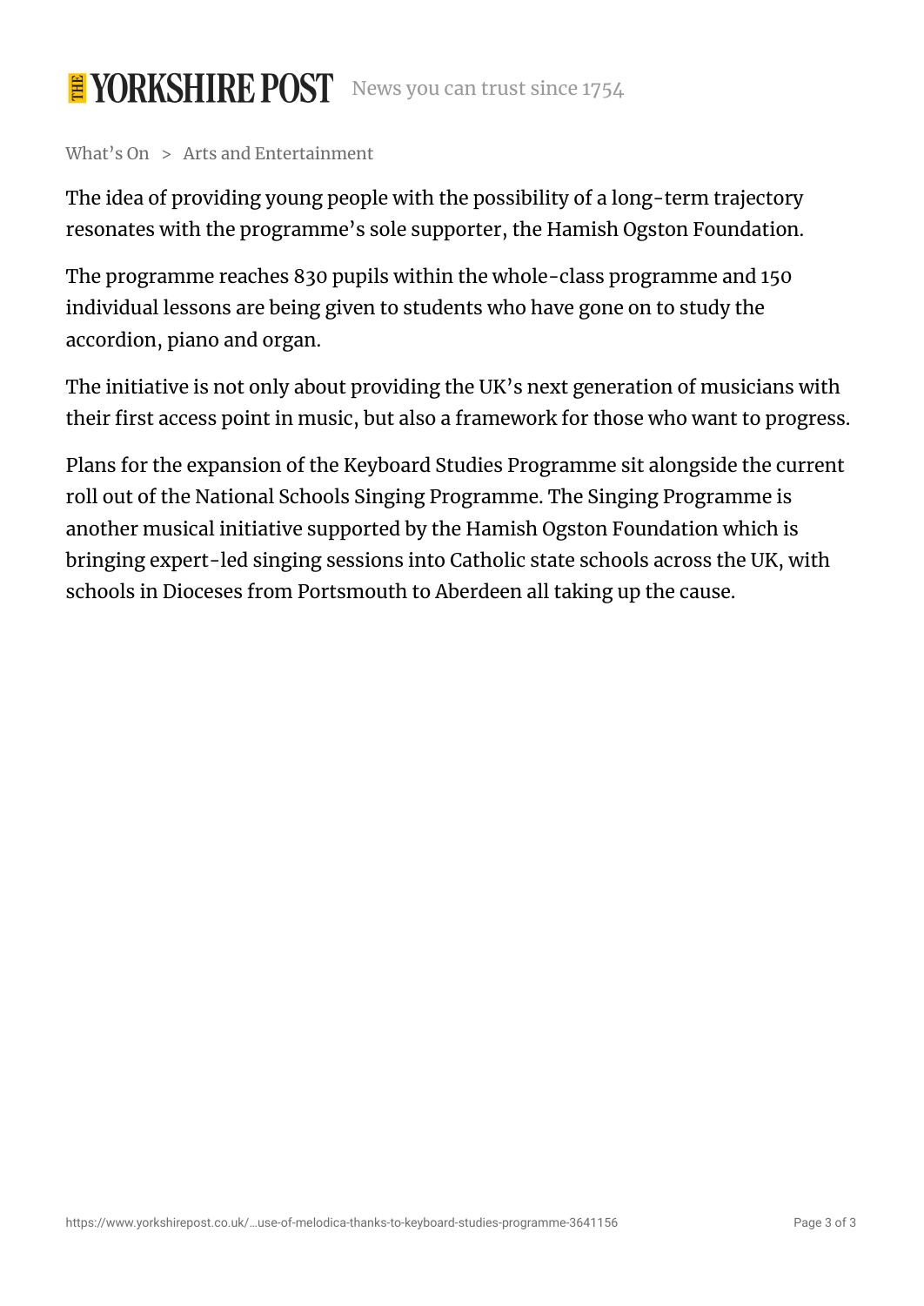The idea of providing young people with the possibility of a long-term trajectory resonates with the programme's sole supporter, the Hamish Ogston Foundation.

The programme reaches 830 pupils within the whole-class programme and 150 individual lessons are being given to students who have gone on to study the accordion, piano and organ.

The initiative is not only about providing the UK's next generation of musicians with their first access point in music, but also a framework for those who want to progress.

Plans for the expansion of the Keyboard Studies Programme sit alongside the current roll out of the National Schools Singing Programme. The Singing Programme is another musical initiative supported by the Hamish Ogston Foundation which is bringing expert-led singing sessions into Catholic state schools across the UK, with schools in Dioceses from Portsmouth to Aberdeen all taking up the cause.